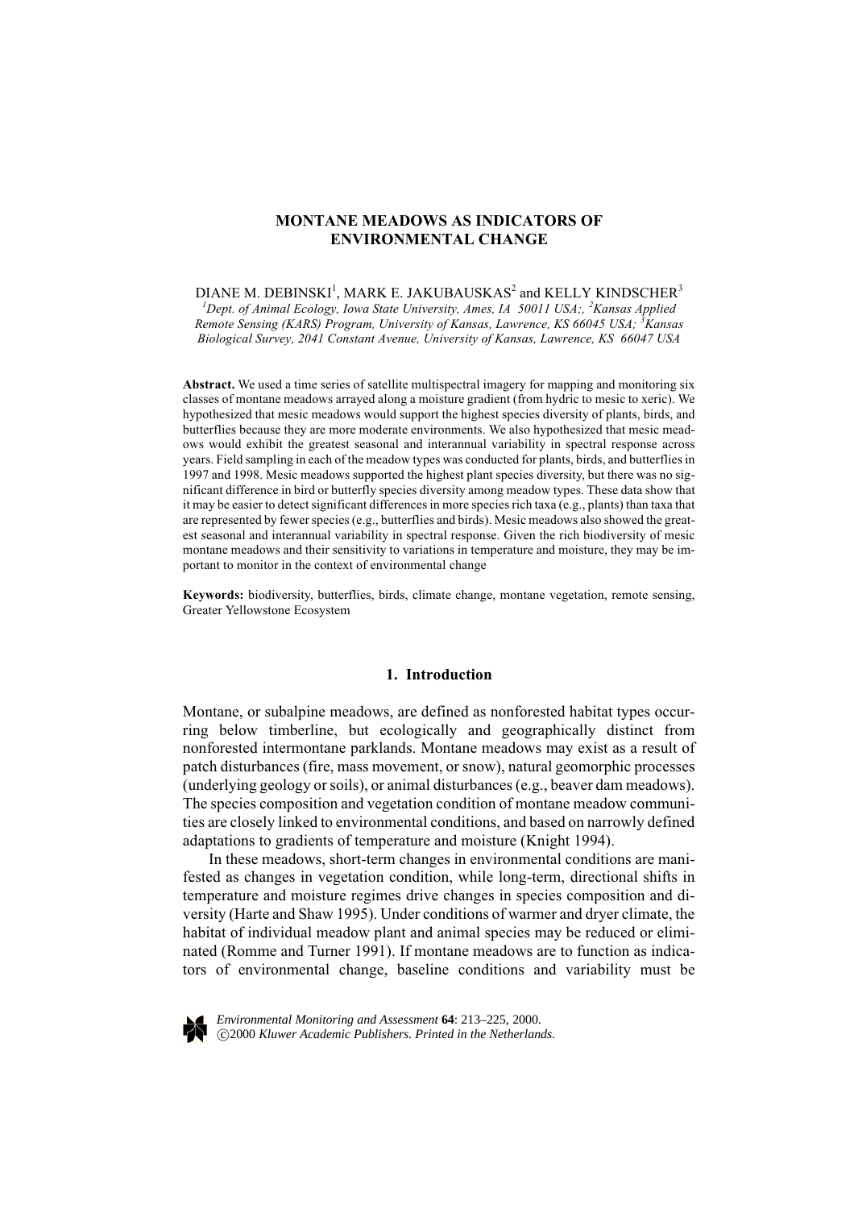# MONTANE MEADOWS AS INDICATORS OF ENVIRONMENTAL CHANGE

DIANE M. DEBINSKI[1], MARK E. JAKUBAUSKAS[2] and KELLY KINDSCHER[3]

*[1]Dept. of Animal Ecology, Iowa State University, Ames, IA 50011 USA;, [2]Kansas Applied Remote Sensing (KARS) Program, University of Kansas, Lawrence, KS 66045 USA; [3]Kansas Biological Survey, 2041 Constant Avenue, University of Kansas, Lawrence, KS 66047 USA*

**Abstract.** We used a time series of satellite multispectral imagery for mapping and monitoring six classes of montane meadows arrayed along a moisture gradient (from hydric to mesic to xeric). We hypothesized that mesic meadows would support the highest species diversity of plants, birds, and butterflies because they are more moderate environments. We also hypothesized that mesic meadows would exhibit the greatest seasonal and interannual variability in spectral response across years. Field sampling in each of the meadow types was conducted for plants, birds, and butterflies in 1997 and 1998. Mesic meadows supported the highest plant species diversity, but there was no significant difference in bird or butterfly species diversity among meadow types. These data show that it may be easier to detect significant differences in more species rich taxa (e.g., plants) than taxa that are represented by fewer species (e.g., butterflies and birds). Mesic meadows also showed the greatest seasonal and interannual variability in spectral response. Given the rich biodiversity of mesic montane meadows and their sensitivity to variations in temperature and moisture, they may be important to monitor in the context of environmental change

**Keywords:** biodiversity, butterflies, birds, climate change, montane vegetation, remote sensing, Greater Yellowstone Ecosystem

## 1. Introduction

Montane, or subalpine meadows, are defined as nonforested habitat types occurring below timberline, but ecologically and geographically distinct from nonforested intermontane parklands. Montane meadows may exist as a result of patch disturbances (fire, mass movement, or snow), natural geomorphic processes (underlying geology or soils), or animal disturbances (e.g., beaver dam meadows). The species composition and vegetation condition of montane meadow communities are closely linked to environmental conditions, and based on narrowly defined adaptations to gradients of temperature and moisture (Knight 1994).

In these meadows, short-term changes in environmental conditions are manifested as changes in vegetation condition, while long-term, directional shifts in temperature and moisture regimes drive changes in species composition and diversity (Harte and Shaw 1995). Under conditions of warmer and dryer climate, the habitat of individual meadow plant and animal species may be reduced or eliminated (Romme and Turner 1991). If montane meadows are to function as indicators of environmental change, baseline conditions and variability must be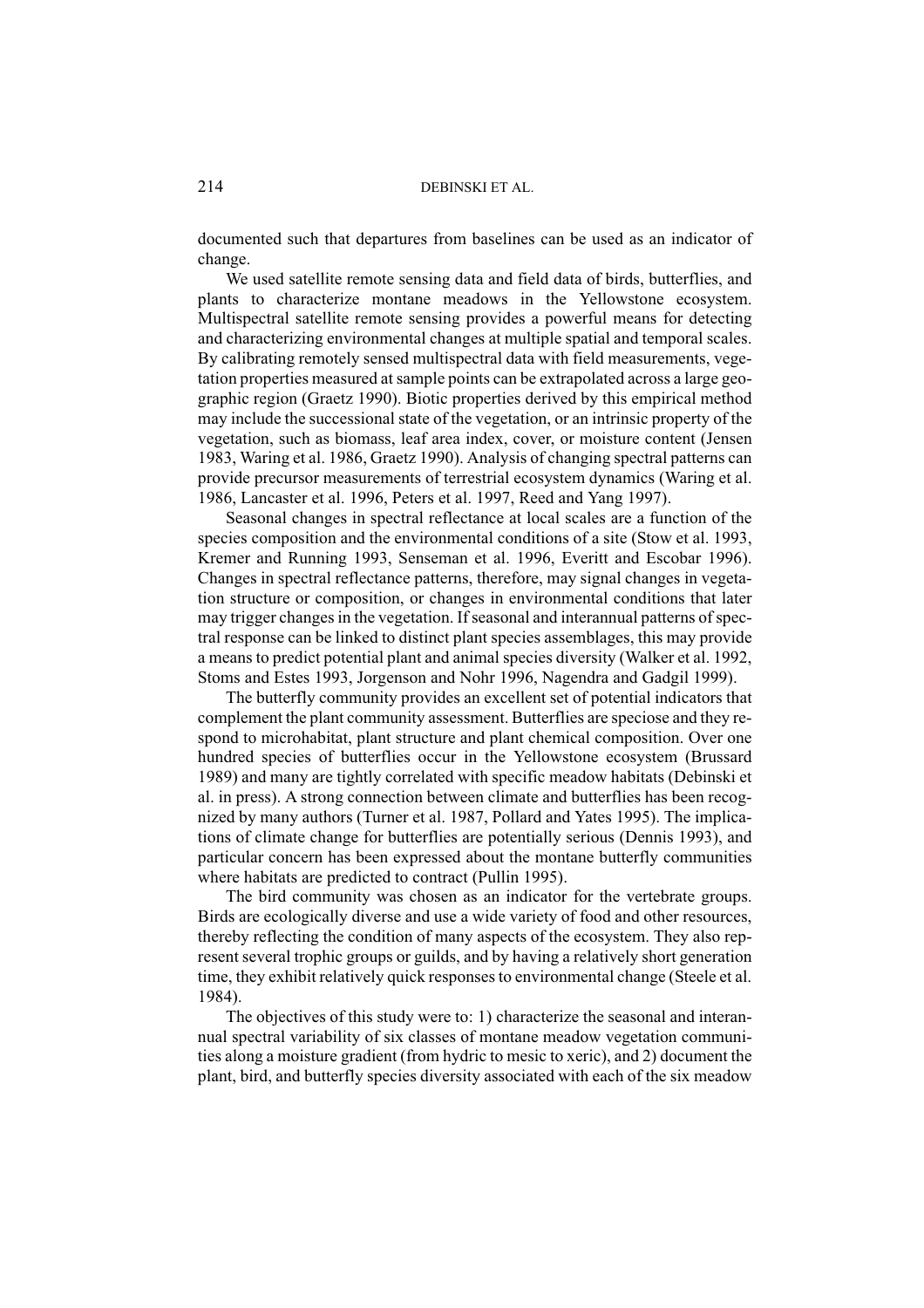documented such that departures from baselines can be used as an indicator of change.

We used satellite remote sensing data and field data of birds, butterflies, and plants to characterize montane meadows in the Yellowstone ecosystem. Multispectral satellite remote sensing provides a powerful means for detecting and characterizing environmental changes at multiple spatial and temporal scales. By calibrating remotely sensed multispectral data with field measurements, vegetation properties measured at sample points can be extrapolated across a large geographic region (Graetz 1990). Biotic properties derived by this empirical method may include the successional state of the vegetation, or an intrinsic property of the vegetation, such as biomass, leaf area index, cover, or moisture content (Jensen 1983, Waring et al. 1986, Graetz 1990). Analysis of changing spectral patterns can provide precursor measurements of terrestrial ecosystem dynamics (Waring et al. 1986, Lancaster et al. 1996, Peters et al. 1997, Reed and Yang 1997).

Seasonal changes in spectral reflectance at local scales are a function of the species composition and the environmental conditions of a site (Stow et al. 1993, Kremer and Running 1993, Senseman et al. 1996, Everitt and Escobar 1996). Changes in spectral reflectance patterns, therefore, may signal changes in vegetation structure or composition, or changes in environmental conditions that later may trigger changes in the vegetation. If seasonal and interannual patterns of spectral response can be linked to distinct plant species assemblages, this may provide a means to predict potential plant and animal species diversity (Walker et al. 1992, Stoms and Estes 1993, Jorgenson and Nohr 1996, Nagendra and Gadgil 1999).

The butterfly community provides an excellent set of potential indicators that complement the plant community assessment. Butterflies are speciose and they respond to microhabitat, plant structure and plant chemical composition. Over one hundred species of butterflies occur in the Yellowstone ecosystem (Brussard 1989) and many are tightly correlated with specific meadow habitats (Debinski et al. in press). A strong connection between climate and butterflies has been recognized by many authors (Turner et al. 1987, Pollard and Yates 1995). The implications of climate change for butterflies are potentially serious (Dennis 1993), and particular concern has been expressed about the montane butterfly communities where habitats are predicted to contract (Pullin 1995).

The bird community was chosen as an indicator for the vertebrate groups. Birds are ecologically diverse and use a wide variety of food and other resources, thereby reflecting the condition of many aspects of the ecosystem. They also represent several trophic groups or guilds, and by having a relatively short generation time, they exhibit relatively quick responses to environmental change (Steele et al. 1984).

The objectives of this study were to: 1) characterize the seasonal and interannual spectral variability of six classes of montane meadow vegetation communities along a moisture gradient (from hydric to mesic to xeric), and 2) document the plant, bird, and butterfly species diversity associated with each of the six meadow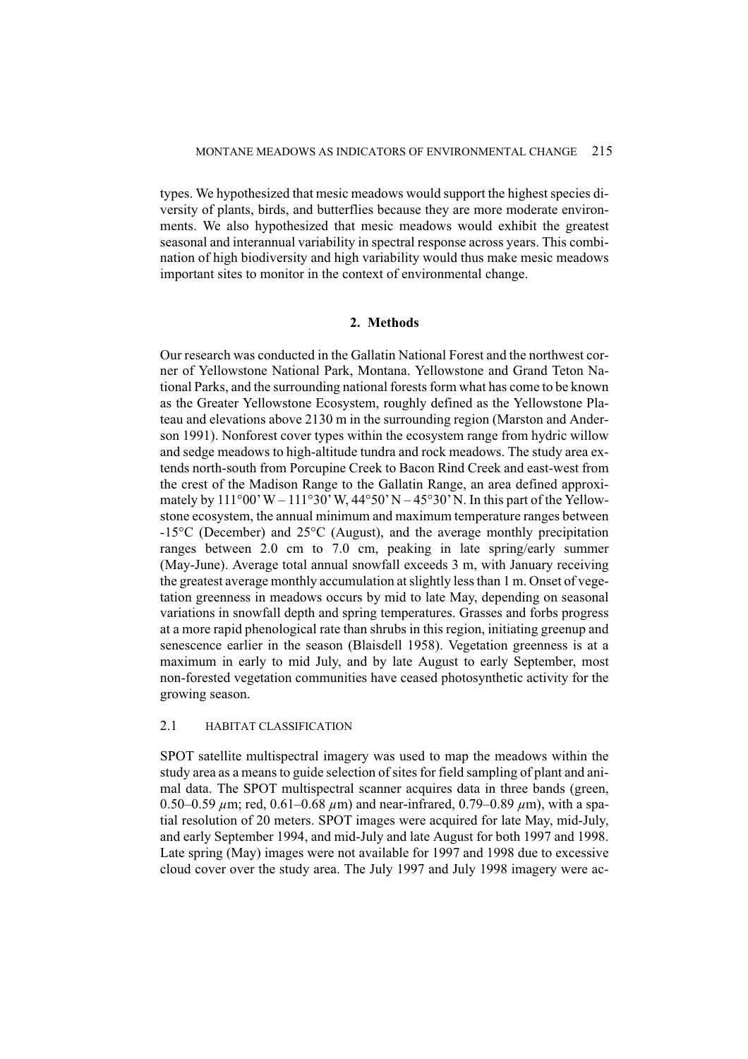types. We hypothesized that mesic meadows would support the highest species diversity of plants, birds, and butterflies because they are more moderate environments. We also hypothesized that mesic meadows would exhibit the greatest seasonal and interannual variability in spectral response across years. This combination of high biodiversity and high variability would thus make mesic meadows important sites to monitor in the context of environmental change.

## 2. Methods

Our research was conducted in the Gallatin National Forest and the northwest corner of Yellowstone National Park, Montana. Yellowstone and Grand Teton National Parks, and the surrounding national forests form what has come to be known as the Greater Yellowstone Ecosystem, roughly defined as the Yellowstone Plateau and elevations above 2130 m in the surrounding region (Marston and Anderson 1991). Nonforest cover types within the ecosystem range from hydric willow and sedge meadows to high-altitude tundra and rock meadows. The study area extends north-south from Porcupine Creek to Bacon Rind Creek and east-west from the crest of the Madison Range to the Gallatin Range, an area defined approximately by 111°00' W – 111°30' W, 44°50' N – 45°30' N. In this part of the Yellowstone ecosystem, the annual minimum and maximum temperature ranges between -15°C (December) and 25°C (August), and the average monthly precipitation ranges between 2.0 cm to 7.0 cm, peaking in late spring/early summer (May-June). Average total annual snowfall exceeds 3 m, with January receiving the greatest average monthly accumulation at slightly less than 1 m. Onset of vegetation greenness in meadows occurs by mid to late May, depending on seasonal variations in snowfall depth and spring temperatures. Grasses and forbs progress at a more rapid phenological rate than shrubs in this region, initiating greenup and senescence earlier in the season (Blaisdell 1958). Vegetation greenness is at a maximum in early to mid July, and by late August to early September, most non-forested vegetation communities have ceased photosynthetic activity for the growing season.

### 2.1 HABITAT CLASSIFICATION

SPOT satellite multispectral imagery was used to map the meadows within the study area as a means to guide selection of sites for field sampling of plant and animal data. The SPOT multispectral scanner acquires data in three bands (green, 0.50–0.59 $\mu$m; red, 0.61–0.68 $\mu$m) and near-infrared, 0.79–0.89 $\mu$m), with a spatial resolution of 20 meters. SPOT images were acquired for late May, mid-July, and early September 1994, and mid-July and late August for both 1997 and 1998. Late spring (May) images were not available for 1997 and 1998 due to excessive cloud cover over the study area. The July 1997 and July 1998 imagery were ac-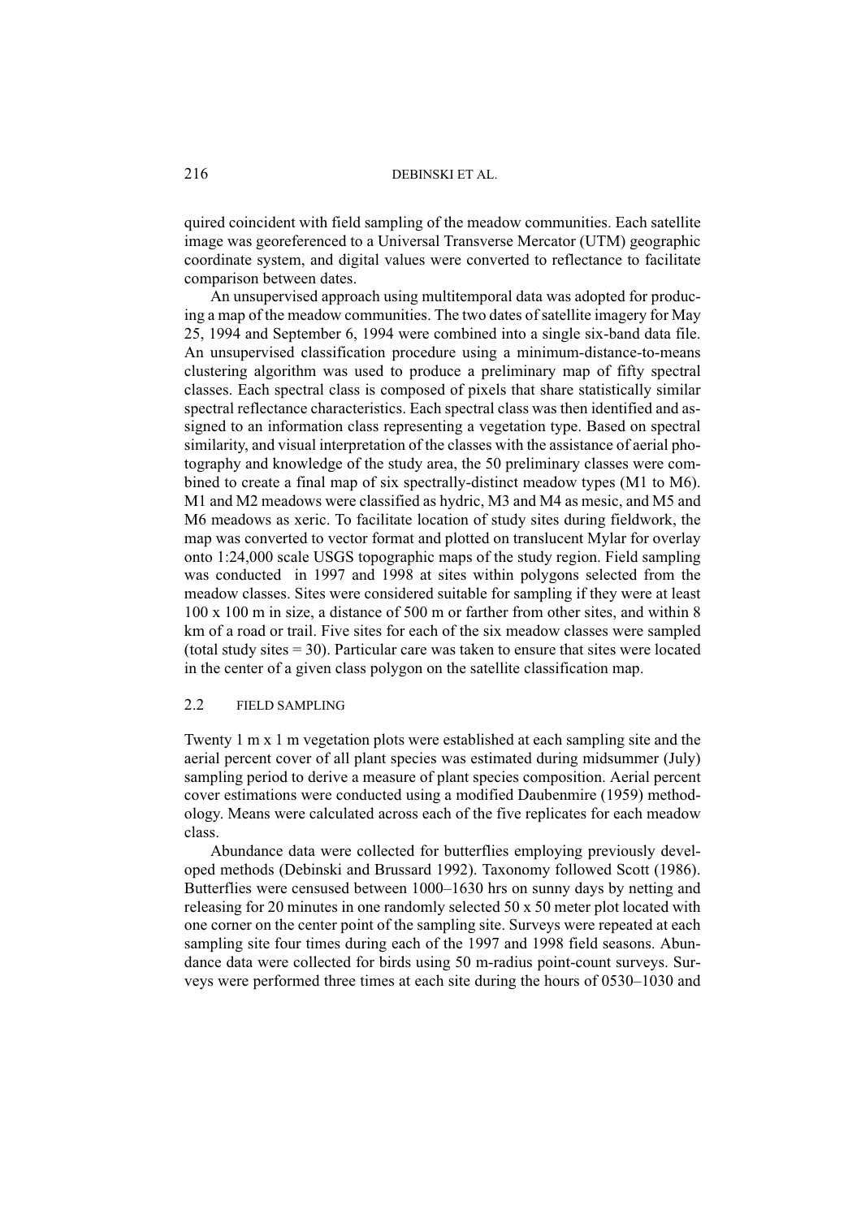quired coincident with field sampling of the meadow communities. Each satellite image was georeferenced to a Universal Transverse Mercator (UTM) geographic coordinate system, and digital values were converted to reflectance to facilitate comparison between dates.

An unsupervised approach using multitemporal data was adopted for producing a map of the meadow communities. The two dates of satellite imagery for May 25, 1994 and September 6, 1994 were combined into a single six-band data file. An unsupervised classification procedure using a minimum-distance-to-means clustering algorithm was used to produce a preliminary map of fifty spectral classes. Each spectral class is composed of pixels that share statistically similar spectral reflectance characteristics. Each spectral class was then identified and assigned to an information class representing a vegetation type. Based on spectral similarity, and visual interpretation of the classes with the assistance of aerial photography and knowledge of the study area, the 50 preliminary classes were combined to create a final map of six spectrally-distinct meadow types (M1 to M6). M1 and M2 meadows were classified as hydric, M3 and M4 as mesic, and M5 and M6 meadows as xeric. To facilitate location of study sites during fieldwork, the map was converted to vector format and plotted on translucent Mylar for overlay onto 1:24,000 scale USGS topographic maps of the study region. Field sampling was conducted in 1997 and 1998 at sites within polygons selected from the meadow classes. Sites were considered suitable for sampling if they were at least 100 x 100 m in size, a distance of 500 m or farther from other sites, and within 8 km of a road or trail. Five sites for each of the six meadow classes were sampled (total study sites = 30). Particular care was taken to ensure that sites were located in the center of a given class polygon on the satellite classification map.

## 2.2 FIELD SAMPLING

Twenty 1 m x 1 m vegetation plots were established at each sampling site and the aerial percent cover of all plant species was estimated during midsummer (July) sampling period to derive a measure of plant species composition. Aerial percent cover estimations were conducted using a modified Daubenmire (1959) methodology. Means were calculated across each of the five replicates for each meadow class.

Abundance data were collected for butterflies employing previously developed methods (Debinski and Brussard 1992). Taxonomy followed Scott (1986). Butterflies were censused between 1000–1630 hrs on sunny days by netting and releasing for 20 minutes in one randomly selected 50 x 50 meter plot located with one corner on the center point of the sampling site. Surveys were repeated at each sampling site four times during each of the 1997 and 1998 field seasons. Abundance data were collected for birds using 50 m-radius point-count surveys. Surveys were performed three times at each site during the hours of 0530–1030 and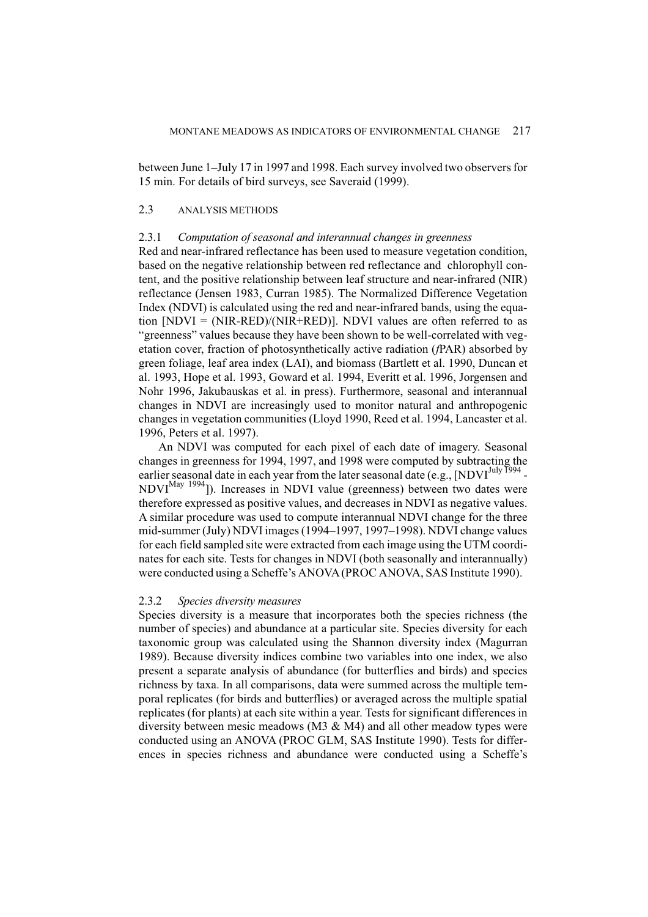between June 1–July 17 in 1997 and 1998. Each survey involved two observers for 15 min. For details of bird surveys, see Saveraid (1999).

### 2.3 ANALYSIS METHODS

#### 2.3.1 *Computation of seasonal and interannual changes in greenness*

Red and near-infrared reflectance has been used to measure vegetation condition, based on the negative relationship between red reflectance and chlorophyll content, and the positive relationship between leaf structure and near-infrared (NIR) reflectance (Jensen 1983, Curran 1985). The Normalized Difference Vegetation Index (NDVI) is calculated using the red and near-infrared bands, using the equation [NDVI = (NIR-RED)/(NIR+RED)]. NDVI values are often referred to as "greenness" values because they have been shown to be well-correlated with vegetation cover, fraction of photosynthetically active radiation (*f*PAR) absorbed by green foliage, leaf area index (LAI), and biomass (Bartlett et al. 1990, Duncan et al. 1993, Hope et al. 1993, Goward et al. 1994, Everitt et al. 1996, Jorgensen and Nohr 1996, Jakubauskas et al. in press). Furthermore, seasonal and interannual changes in NDVI are increasingly used to monitor natural and anthropogenic changes in vegetation communities (Lloyd 1990, Reed et al. 1994, Lancaster et al. 1996, Peters et al. 1997).

An NDVI was computed for each pixel of each date of imagery. Seasonal changes in greenness for 1994, 1997, and 1998 were computed by subtracting the earlier seasonal date in each year from the later seasonal date (e.g., [$NDVI^{July\ 1994}$ - $NDVI^{May\ 1994}$]). Increases in NDVI value (greenness) between two dates were therefore expressed as positive values, and decreases in NDVI as negative values. A similar procedure was used to compute interannual NDVI change for the three mid-summer (July) NDVI images (1994–1997, 1997–1998). NDVI change values for each field sampled site were extracted from each image using the UTM coordinates for each site. Tests for changes in NDVI (both seasonally and interannually) were conducted using a Scheffe's ANOVA (PROC ANOVA, SAS Institute 1990).

#### 2.3.2 *Species diversity measures*

Species diversity is a measure that incorporates both the species richness (the number of species) and abundance at a particular site. Species diversity for each taxonomic group was calculated using the Shannon diversity index (Magurran 1989). Because diversity indices combine two variables into one index, we also present a separate analysis of abundance (for butterflies and birds) and species richness by taxa. In all comparisons, data were summed across the multiple temporal replicates (for birds and butterflies) or averaged across the multiple spatial replicates (for plants) at each site within a year. Tests for significant differences in diversity between mesic meadows (M3 & M4) and all other meadow types were conducted using an ANOVA (PROC GLM, SAS Institute 1990). Tests for differences in species richness and abundance were conducted using a Scheffe's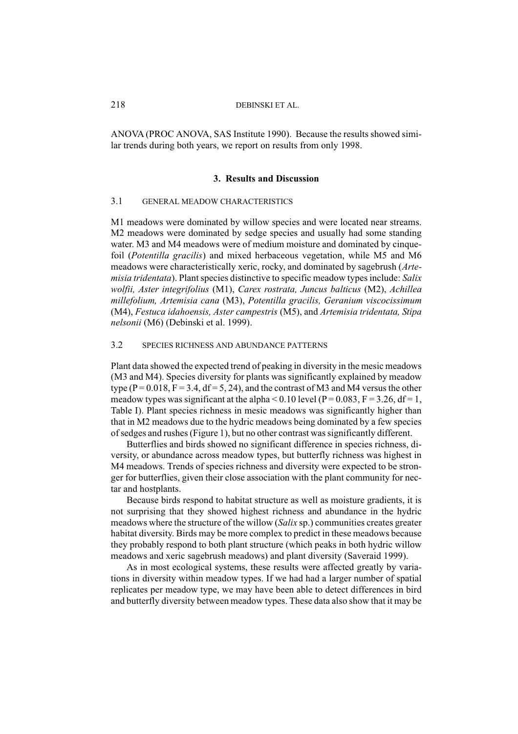ANOVA (PROC ANOVA, SAS Institute 1990). Because the results showed similar trends during both years, we report on results from only 1998.

## 3. Results and Discussion

### 3.1 General Meadow Characteristics

M1 meadows were dominated by willow species and were located near streams. M2 meadows were dominated by sedge species and usually had some standing water. M3 and M4 meadows were of medium moisture and dominated by cinquefoil (*Potentilla gracilis*) and mixed herbaceous vegetation, while M5 and M6 meadows were characteristically xeric, rocky, and dominated by sagebrush (*Artemisia tridentata*). Plant species distinctive to specific meadow types include: *Salix wolfii, Aster integrifolius* (M1), *Carex rostrata, Juncus balticus* (M2), *Achillea millefolium, Artemisia cana* (M3), *Potentilla gracilis, Geranium viscocissimum* (M4), *Festuca idahoensis, Aster campestris* (M5), and *Artemisia tridentata, Stipa nelsonii* (M6) (Debinski et al. 1999).

### 3.2 Species Richness and Abundance Patterns

Plant data showed the expected trend of peaking in diversity in the mesic meadows (M3 and M4). Species diversity for plants was significantly explained by meadow type ($P = 0.018$, $F = 3.4$, $df = 5, 24$), and the contrast of M3 and M4 versus the other meadow types was significant at the alpha $< 0.10$ level ($P = 0.083$, $F = 3.26$, $df = 1$, Table I). Plant species richness in mesic meadows was significantly higher than that in M2 meadows due to the hydric meadows being dominated by a few species of sedges and rushes (Figure 1), but no other contrast was significantly different.

Butterflies and birds showed no significant difference in species richness, diversity, or abundance across meadow types, but butterfly richness was highest in M4 meadows. Trends of species richness and diversity were expected to be stronger for butterflies, given their close association with the plant community for nectar and hostplants.

Because birds respond to habitat structure as well as moisture gradients, it is not surprising that they showed highest richness and abundance in the hydric meadows where the structure of the willow (*Salix* sp.) communities creates greater habitat diversity. Birds may be more complex to predict in these meadows because they probably respond to both plant structure (which peaks in both hydric willow meadows and xeric sagebrush meadows) and plant diversity (Saveraid 1999).

As in most ecological systems, these results were affected greatly by variations in diversity within meadow types. If we had had a larger number of spatial replicates per meadow type, we may have been able to detect differences in bird and butterfly diversity between meadow types. These data also show that it may be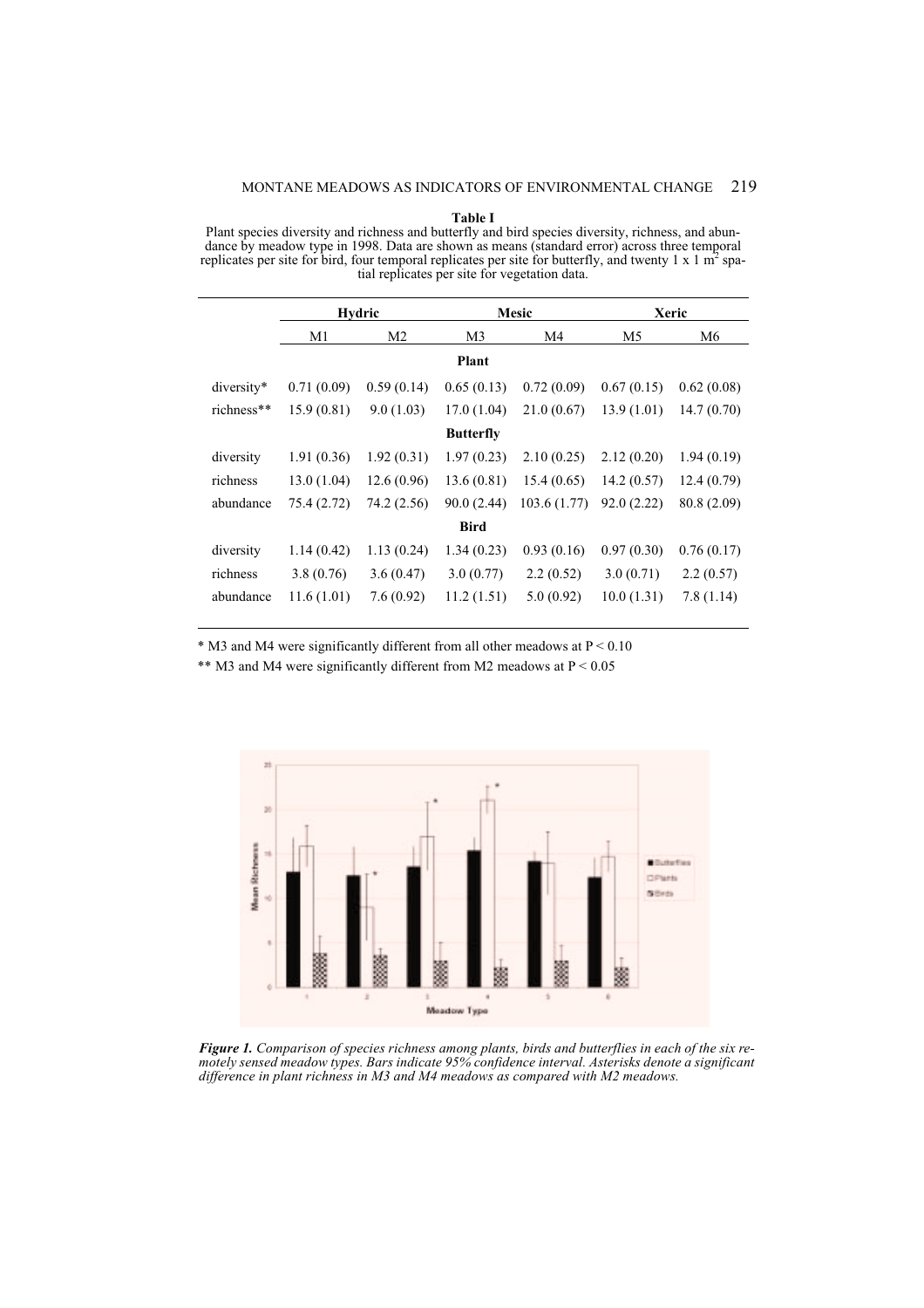**Table I**

Plant species diversity and richness and butterfly and bird species diversity, richness, and abundance by meadow type in 1998. Data are shown as means (standard error) across three temporal replicates per site for bird, four temporal replicates per site for butterfly, and twenty 1 x 1 $m^2$ spatial replicates per site for vegetation data.

| | Hydric | | Mesic | | Xeric | |
|---|---|---|---|---|---|---|
| | M1 | M2 | M3 | M4 | M5 | M6 |
| **Plant** | | | | | | |
| diversity* | 0.71 (0.09) | 0.59 (0.14) | 0.65 (0.13) | 0.72 (0.09) | 0.67 (0.15) | 0.62 (0.08) |
| richness** | 15.9 (0.81) | 9.0 (1.03) | 17.0 (1.04) | 21.0 (0.67) | 13.9 (1.01) | 14.7 (0.70) |
| **Butterfly** | | | | | | |
| diversity | 1.91 (0.36) | 1.92 (0.31) | 1.97 (0.23) | 2.10 (0.25) | 2.12 (0.20) | 1.94 (0.19) |
| richness | 13.0 (1.04) | 12.6 (0.96) | 13.6 (0.81) | 15.4 (0.65) | 14.2 (0.57) | 12.4 (0.79) |
| abundance | 75.4 (2.72) | 74.2 (2.56) | 90.0 (2.44) | 103.6 (1.77) | 92.0 (2.22) | 80.8 (2.09) |
| **Bird** | | | | | | |
| diversity | 1.14 (0.42) | 1.13 (0.24) | 1.34 (0.23) | 0.93 (0.16) | 0.97 (0.30) | 0.76 (0.17) |
| richness | 3.8 (0.76) | 3.6 (0.47) | 3.0 (0.77) | 2.2 (0.52) | 3.0 (0.71) | 2.2 (0.57) |
| abundance | 11.6 (1.01) | 7.6 (0.92) | 11.2 (1.51) | 5.0 (0.92) | 10.0 (1.31) | 7.8 (1.14) |

\* M3 and M4 were significantly different from all other meadows at $P < 0.10$

\*\* M3 and M4 were significantly different from M2 meadows at $P < 0.05$

***Figure 1.*** *Comparison of species richness among plants, birds and butterflies in each of the six remotely sensed meadow types. Bars indicate 95% confidence interval. Asterisks denote a significant difference in plant richness in M3 and M4 meadows as compared with M2 meadows.*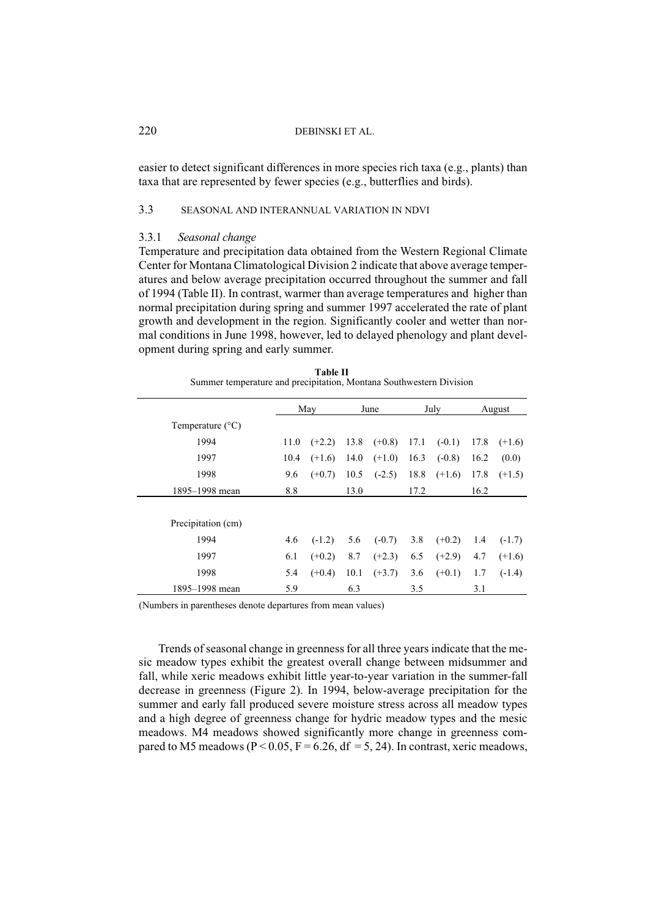easier to detect significant differences in more species rich taxa (e.g., plants) than taxa that are represented by fewer species (e.g., butterflies and birds).

## 3.3 SEASONAL AND INTERANNUAL VARIATION IN NDVI

### 3.3.1 *Seasonal change*

Temperature and precipitation data obtained from the Western Regional Climate Center for Montana Climatological Division 2 indicate that above average temperatures and below average precipitation occurred throughout the summer and fall of 1994 (Table II). In contrast, warmer than average temperatures and higher than normal precipitation during spring and summer 1997 accelerated the rate of plant growth and development in the region. Significantly cooler and wetter than normal conditions in June 1998, however, led to delayed phenology and plant development during spring and early summer.

**Table II**
Summer temperature and precipitation, Montana Southwestern Division

| | May | | June | | July | | August | |
|---|---|---|---|---|---|---|---|---|
| Temperature (°C) | | | | | | | | |
| 1994 | 11.0 | (+2.2) | 13.8 | (+0.8) | 17.1 | (-0.1) | 17.8 | (+1.6) |
| 1997 | 10.4 | (+1.6) | 14.0 | (+1.0) | 16.3 | (-0.8) | 16.2 | (0.0) |
| 1998 | 9.6 | (+0.7) | 10.5 | (-2.5) | 18.8 | (+1.6) | 17.8 | (+1.5) |
| 1895–1998 mean | 8.8 | | 13.0 | | 17.2 | | 16.2 | |
| Precipitation (cm) | | | | | | | | |
| 1994 | 4.6 | (-1.2) | 5.6 | (-0.7) | 3.8 | (+0.2) | 1.4 | (-1.7) |
| 1997 | 6.1 | (+0.2) | 8.7 | (+2.3) | 6.5 | (+2.9) | 4.7 | (+1.6) |
| 1998 | 5.4 | (+0.4) | 10.1 | (+3.7) | 3.6 | (+0.1) | 1.7 | (-1.4) |
| 1895–1998 mean | 5.9 | | 6.3 | | 3.5 | | 3.1 | |

(Numbers in parentheses denote departures from mean values)

Trends of seasonal change in greenness for all three years indicate that the mesic meadow types exhibit the greatest overall change between midsummer and fall, while xeric meadows exhibit little year-to-year variation in the summer-fall decrease in greenness (Figure 2). In 1994, below-average precipitation for the summer and early fall produced severe moisture stress across all meadow types and a high degree of greenness change for hydric meadow types and the mesic meadows. M4 meadows showed significantly more change in greenness compared to M5 meadows ($P < 0.05$, $F = 6.26$, df $= 5, 24$). In contrast, xeric meadows,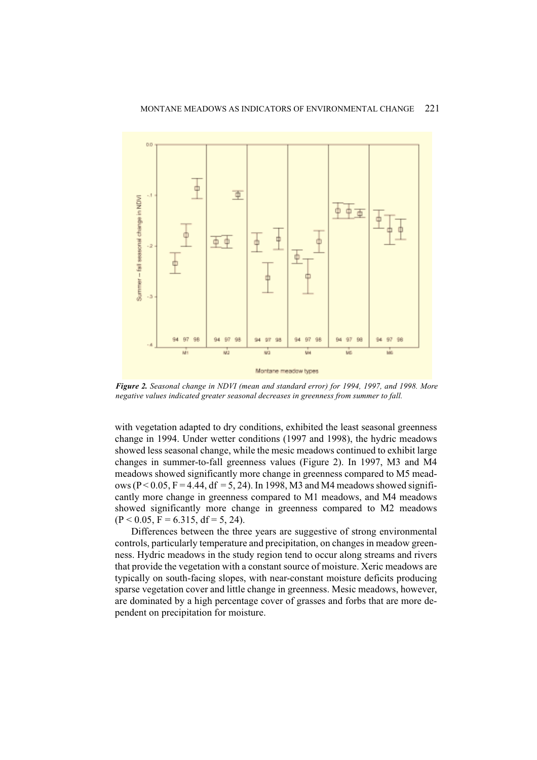*Figure 2. Seasonal change in NDVI (mean and standard error) for 1994, 1997, and 1998. More negative values indicated greater seasonal decreases in greenness from summer to fall.*

with vegetation adapted to dry conditions, exhibited the least seasonal greenness change in 1994. Under wetter conditions (1997 and 1998), the hydric meadows showed less seasonal change, while the mesic meadows continued to exhibit large changes in summer-to-fall greenness values (Figure 2). In 1997, M3 and M4 meadows showed significantly more change in greenness compared to M5 meadows ($P < 0.05$, $F = 4.44$, df = 5, 24). In 1998, M3 and M4 meadows showed significantly more change in greenness compared to M1 meadows, and M4 meadows showed significantly more change in greenness compared to M2 meadows ($P < 0.05$, $F = 6.315$, df = 5, 24).

Differences between the three years are suggestive of strong environmental controls, particularly temperature and precipitation, on changes in meadow greenness. Hydric meadows in the study region tend to occur along streams and rivers that provide the vegetation with a constant source of moisture. Xeric meadows are typically on south-facing slopes, with near-constant moisture deficits producing sparse vegetation cover and little change in greenness. Mesic meadows, however, are dominated by a high percentage cover of grasses and forbs that are more dependent on precipitation for moisture.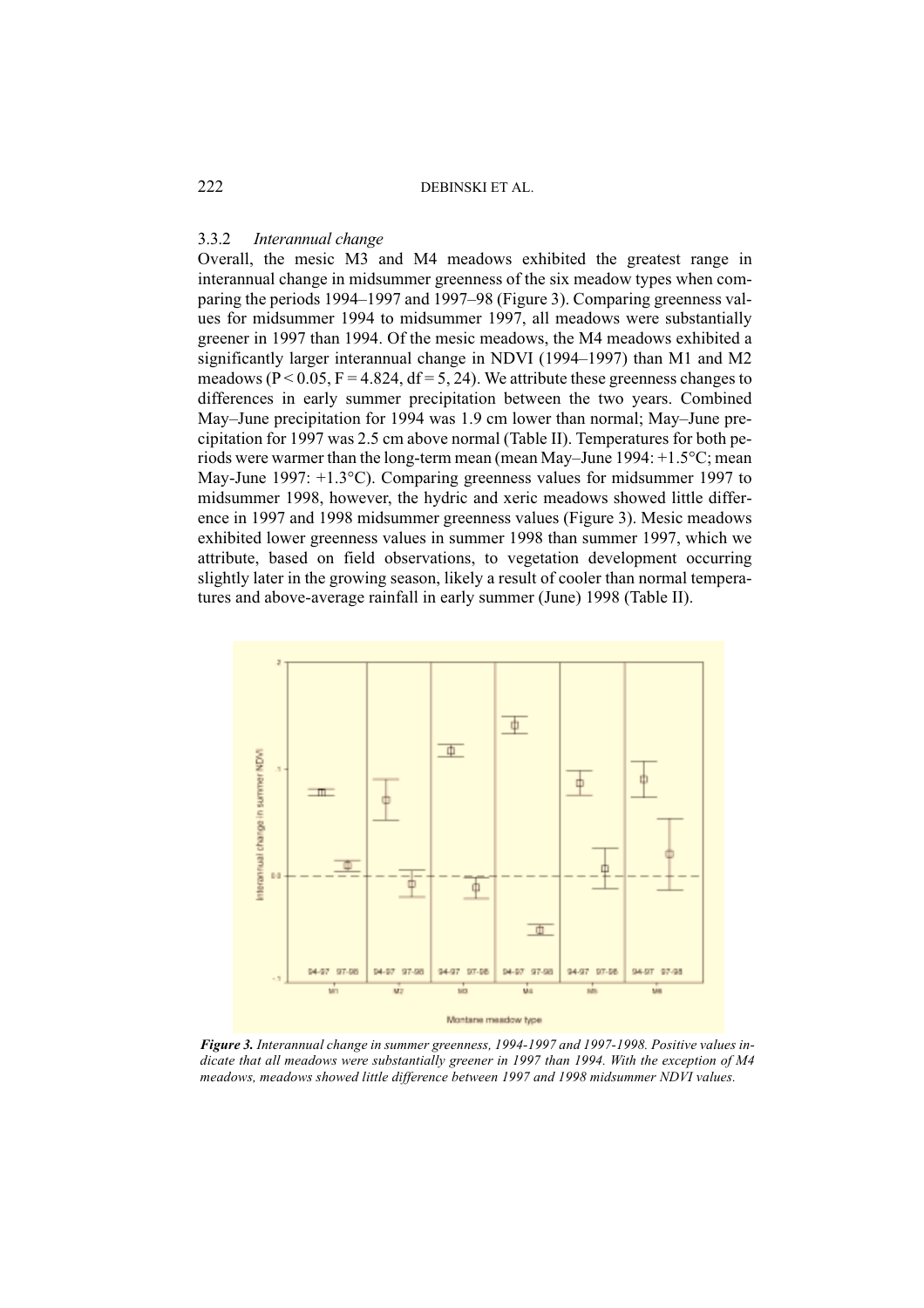### 3.3.2 *Interannual change*

Overall, the mesic M3 and M4 meadows exhibited the greatest range in interannual change in midsummer greenness of the six meadow types when comparing the periods 1994–1997 and 1997–98 (Figure 3). Comparing greenness values for midsummer 1994 to midsummer 1997, all meadows were substantially greener in 1997 than 1994. Of the mesic meadows, the M4 meadows exhibited a significantly larger interannual change in NDVI (1994–1997) than M1 and M2 meadows ($P < 0.05$, $F = 4.824$, $df = 5, 24$). We attribute these greenness changes to differences in early summer precipitation between the two years. Combined May–June precipitation for 1994 was 1.9 cm lower than normal; May–June precipitation for 1997 was 2.5 cm above normal (Table II). Temperatures for both periods were warmer than the long-term mean (mean May–June 1994: +1.5°C; mean May-June 1997: +1.3°C). Comparing greenness values for midsummer 1997 to midsummer 1998, however, the hydric and xeric meadows showed little difference in 1997 and 1998 midsummer greenness values (Figure 3). Mesic meadows exhibited lower greenness values in summer 1998 than summer 1997, which we attribute, based on field observations, to vegetation development occurring slightly later in the growing season, likely a result of cooler than normal temperatures and above-average rainfall in early summer (June) 1998 (Table II).

***Figure 3.*** *Interannual change in summer greenness, 1994-1997 and 1997-1998. Positive values indicate that all meadows were substantially greener in 1997 than 1994. With the exception of M4 meadows, meadows showed little difference between 1997 and 1998 midsummer NDVI values.*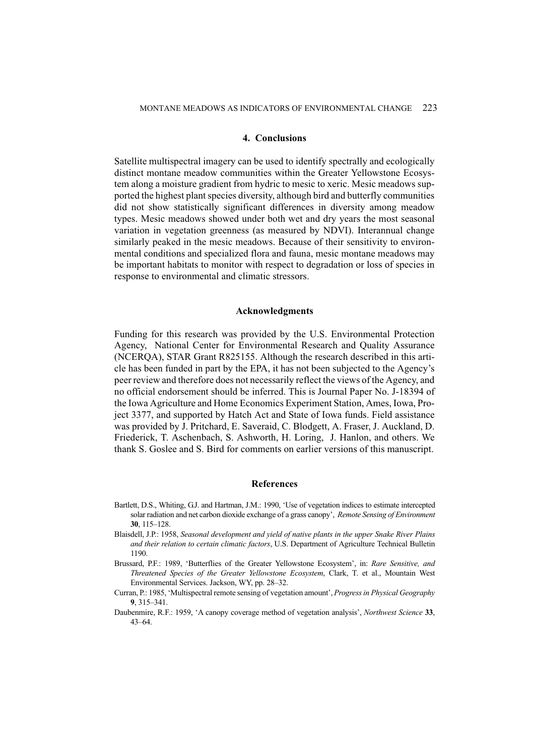## 4. Conclusions

Satellite multispectral imagery can be used to identify spectrally and ecologically distinct montane meadow communities within the Greater Yellowstone Ecosystem along a moisture gradient from hydric to mesic to xeric. Mesic meadows supported the highest plant species diversity, although bird and butterfly communities did not show statistically significant differences in diversity among meadow types. Mesic meadows showed under both wet and dry years the most seasonal variation in vegetation greenness (as measured by NDVI). Interannual change similarly peaked in the mesic meadows. Because of their sensitivity to environmental conditions and specialized flora and fauna, mesic montane meadows may be important habitats to monitor with respect to degradation or loss of species in response to environmental and climatic stressors.

## Acknowledgments

Funding for this research was provided by the U.S. Environmental Protection Agency, National Center for Environmental Research and Quality Assurance (NCERQA), STAR Grant R825155. Although the research described in this article has been funded in part by the EPA, it has not been subjected to the Agency's peer review and therefore does not necessarily reflect the views of the Agency, and no official endorsement should be inferred. This is Journal Paper No. J-18394 of the Iowa Agriculture and Home Economics Experiment Station, Ames, Iowa, Project 3377, and supported by Hatch Act and State of Iowa funds. Field assistance was provided by J. Pritchard, E. Saveraid, C. Blodgett, A. Fraser, J. Auckland, D. Friederick, T. Aschenbach, S. Ashworth, H. Loring, J. Hanlon, and others. We thank S. Goslee and S. Bird for comments on earlier versions of this manuscript.

## References

Bartlett, D.S., Whiting, G.J. and Hartman, J.M.: 1990, 'Use of vegetation indices to estimate intercepted solar radiation and net carbon dioxide exchange of a grass canopy', *Remote Sensing of Environment* **30**, 115–128.

Blaisdell, J.P.: 1958, *Seasonal development and yield of native plants in the upper Snake River Plains and their relation to certain climatic factors*, U.S. Department of Agriculture Technical Bulletin 1190.

Brussard, P.F.: 1989, 'Butterflies of the Greater Yellowstone Ecosystem', in: *Rare Sensitive, and Threatened Species of the Greater Yellowstone Ecosystem*, Clark, T. et al., Mountain West Environmental Services. Jackson, WY, pp. 28–32.

Curran, P.: 1985, 'Multispectral remote sensing of vegetation amount', *Progress in Physical Geography* **9**, 315–341.

Daubenmire, R.F.: 1959, 'A canopy coverage method of vegetation analysis', *Northwest Science* **33**, 43–64.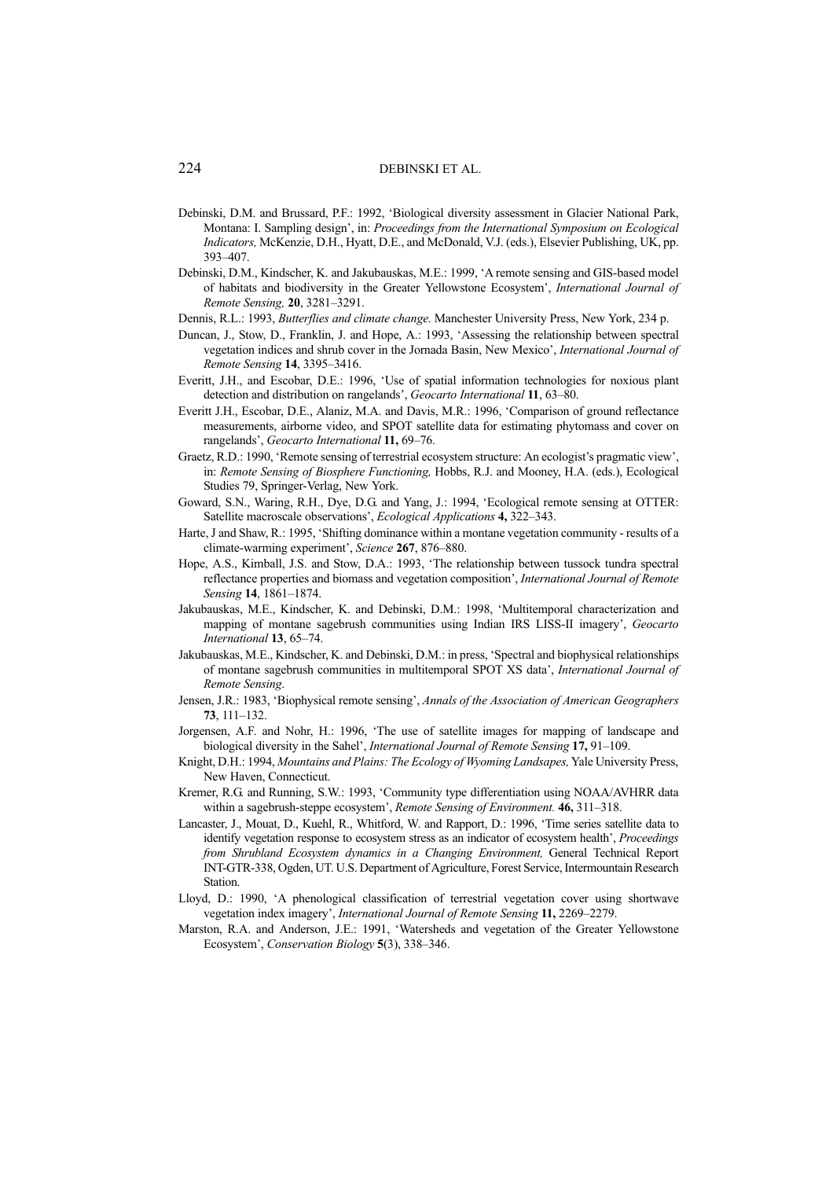Debinski, D.M. and Brussard, P.F.: 1992, 'Biological diversity assessment in Glacier National Park, Montana: I. Sampling design', in: *Proceedings from the International Symposium on Ecological Indicators,* McKenzie, D.H., Hyatt, D.E., and McDonald, V.J. (eds.), Elsevier Publishing, UK, pp. 393–407.

Debinski, D.M., Kindscher, K. and Jakubauskas, M.E.: 1999, 'A remote sensing and GIS-based model of habitats and biodiversity in the Greater Yellowstone Ecosystem', *International Journal of Remote Sensing,* **20**, 3281–3291.

Dennis, R.L.: 1993, *Butterflies and climate change.* Manchester University Press, New York, 234 p.

Duncan, J., Stow, D., Franklin, J. and Hope, A.: 1993, 'Assessing the relationship between spectral vegetation indices and shrub cover in the Jornada Basin, New Mexico', *International Journal of Remote Sensing* **14**, 3395–3416.

Everitt, J.H., and Escobar, D.E.: 1996, 'Use of spatial information technologies for noxious plant detection and distribution on rangelands', *Geocarto International* **11**, 63–80.

Everitt J.H., Escobar, D.E., Alaniz, M.A. and Davis, M.R.: 1996, 'Comparison of ground reflectance measurements, airborne video, and SPOT satellite data for estimating phytomass and cover on rangelands', *Geocarto International* **11,** 69–76.

Graetz, R.D.: 1990, 'Remote sensing of terrestrial ecosystem structure: An ecologist's pragmatic view', in: *Remote Sensing of Biosphere Functioning,* Hobbs, R.J. and Mooney, H.A. (eds.), Ecological Studies 79, Springer-Verlag, New York.

Goward, S.N., Waring, R.H., Dye, D.G. and Yang, J.: 1994, 'Ecological remote sensing at OTTER: Satellite macroscale observations', *Ecological Applications* **4,** 322–343.

Harte, J and Shaw, R.: 1995, 'Shifting dominance within a montane vegetation community - results of a climate-warming experiment', *Science* **267**, 876–880.

Hope, A.S., Kimball, J.S. and Stow, D.A.: 1993, 'The relationship between tussock tundra spectral reflectance properties and biomass and vegetation composition', *International Journal of Remote Sensing* **14**, 1861–1874.

Jakubauskas, M.E., Kindscher, K. and Debinski, D.M.: 1998, 'Multitemporal characterization and mapping of montane sagebrush communities using Indian IRS LISS-II imagery', *Geocarto International* **13**, 65–74.

Jakubauskas, M.E., Kindscher, K. and Debinski, D.M.: in press, 'Spectral and biophysical relationships of montane sagebrush communities in multitemporal SPOT XS data', *International Journal of Remote Sensing*.

Jensen, J.R.: 1983, 'Biophysical remote sensing', *Annals of the Association of American Geographers* **73**, 111–132.

Jorgensen, A.F. and Nohr, H.: 1996, 'The use of satellite images for mapping of landscape and biological diversity in the Sahel', *International Journal of Remote Sensing* **17,** 91–109.

Knight, D.H.: 1994, *Mountains and Plains: The Ecology of Wyoming Landsapes,* Yale University Press, New Haven, Connecticut.

Kremer, R.G. and Running, S.W.: 1993, 'Community type differentiation using NOAA/AVHRR data within a sagebrush-steppe ecosystem', *Remote Sensing of Environment.* **46,** 311–318.

Lancaster, J., Mouat, D., Kuehl, R., Whitford, W. and Rapport, D.: 1996, 'Time series satellite data to identify vegetation response to ecosystem stress as an indicator of ecosystem health', *Proceedings from Shrubland Ecosystem dynamics in a Changing Environment,* General Technical Report INT-GTR-338, Ogden, UT. U.S. Department of Agriculture, Forest Service, Intermountain Research Station.

Lloyd, D.: 1990, 'A phenological classification of terrestrial vegetation cover using shortwave vegetation index imagery', *International Journal of Remote Sensing* **11,** 2269–2279.

Marston, R.A. and Anderson, J.E.: 1991, 'Watersheds and vegetation of the Greater Yellowstone Ecosystem', *Conservation Biology* **5**(3), 338–346.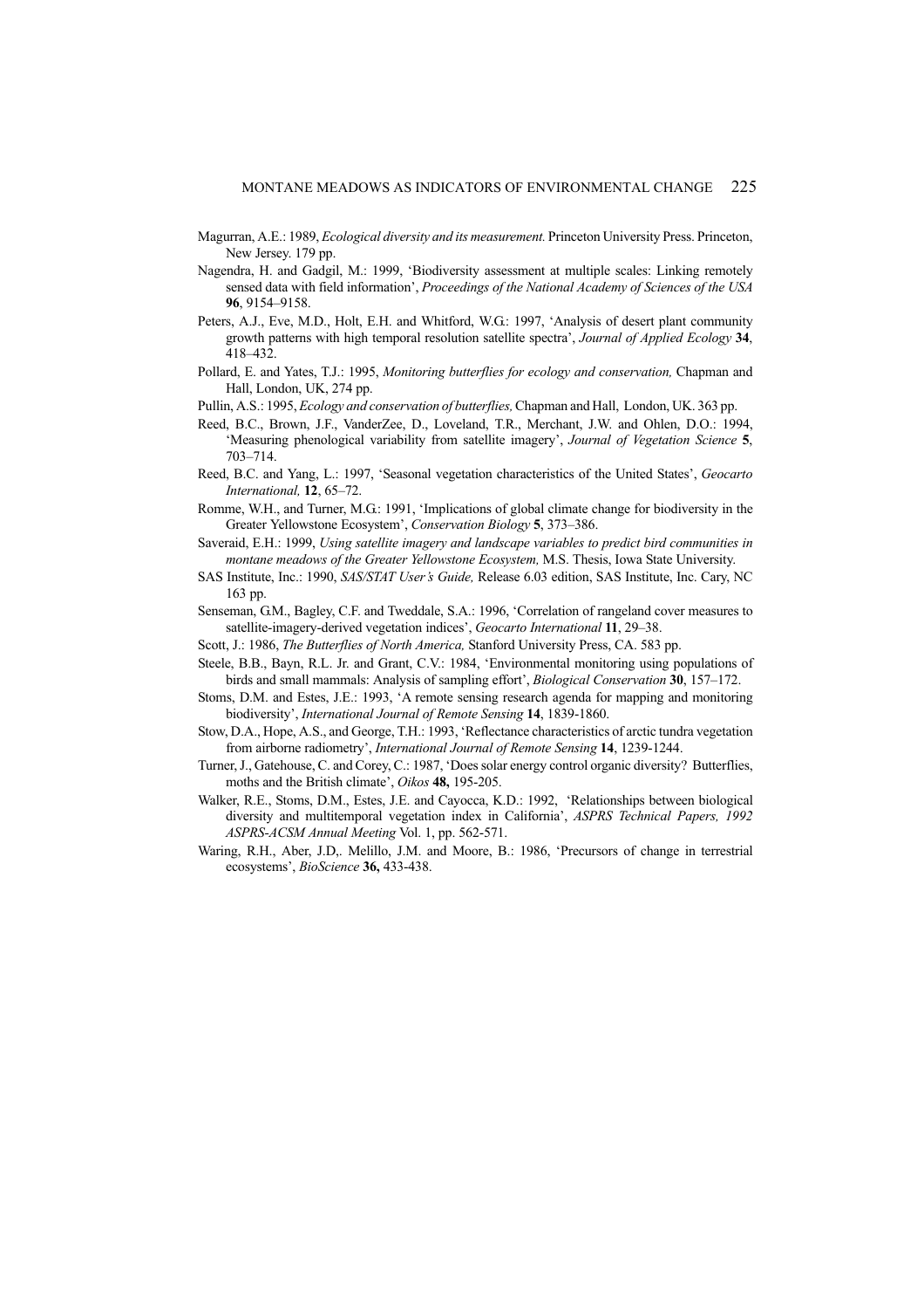Magurran, A.E.: 1989, *Ecological diversity and its measurement.* Princeton University Press. Princeton, New Jersey. 179 pp.

Nagendra, H. and Gadgil, M.: 1999, 'Biodiversity assessment at multiple scales: Linking remotely sensed data with field information', *Proceedings of the National Academy of Sciences of the USA* **96**, 9154–9158.

Peters, A.J., Eve, M.D., Holt, E.H. and Whitford, W.G.: 1997, 'Analysis of desert plant community growth patterns with high temporal resolution satellite spectra', *Journal of Applied Ecology* **34**, 418–432.

Pollard, E. and Yates, T.J.: 1995, *Monitoring butterflies for ecology and conservation,* Chapman and Hall, London, UK, 274 pp.

Pullin, A.S.: 1995, *Ecology and conservation of butterflies,* Chapman and Hall, London, UK. 363 pp.

Reed, B.C., Brown, J.F., VanderZee, D., Loveland, T.R., Merchant, J.W. and Ohlen, D.O.: 1994, 'Measuring phenological variability from satellite imagery', *Journal of Vegetation Science* **5**, 703–714.

Reed, B.C. and Yang, L.: 1997, 'Seasonal vegetation characteristics of the United States', *Geocarto International,* **12**, 65–72.

Romme, W.H., and Turner, M.G.: 1991, 'Implications of global climate change for biodiversity in the Greater Yellowstone Ecosystem', *Conservation Biology* **5**, 373–386.

Saveraid, E.H.: 1999, *Using satellite imagery and landscape variables to predict bird communities in montane meadows of the Greater Yellowstone Ecosystem,* M.S. Thesis, Iowa State University.

SAS Institute, Inc.: 1990, *SAS/STAT User's Guide,* Release 6.03 edition, SAS Institute, Inc. Cary, NC 163 pp.

Senseman, G.M., Bagley, C.F. and Tweddale, S.A.: 1996, 'Correlation of rangeland cover measures to satellite-imagery-derived vegetation indices', *Geocarto International* **11**, 29–38.

Scott, J.: 1986, *The Butterflies of North America,* Stanford University Press, CA. 583 pp.

Steele, B.B., Bayn, R.L. Jr. and Grant, C.V.: 1984, 'Environmental monitoring using populations of birds and small mammals: Analysis of sampling effort', *Biological Conservation* **30**, 157–172.

Stoms, D.M. and Estes, J.E.: 1993, 'A remote sensing research agenda for mapping and monitoring biodiversity', *International Journal of Remote Sensing* **14**, 1839-1860.

Stow, D.A., Hope, A.S., and George, T.H.: 1993, 'Reflectance characteristics of arctic tundra vegetation from airborne radiometry', *International Journal of Remote Sensing* **14**, 1239-1244.

Turner, J., Gatehouse, C. and Corey, C.: 1987, 'Does solar energy control organic diversity? Butterflies, moths and the British climate', *Oikos* **48,** 195-205.

Walker, R.E., Stoms, D.M., Estes, J.E. and Cayocca, K.D.: 1992, 'Relationships between biological diversity and multitemporal vegetation index in California', *ASPRS Technical Papers, 1992 ASPRS-ACSM Annual Meeting* Vol. 1, pp. 562-571.

Waring, R.H., Aber, J.D,. Melillo, J.M. and Moore, B.: 1986, 'Precursors of change in terrestrial ecosystems', *BioScience* **36,** 433-438.